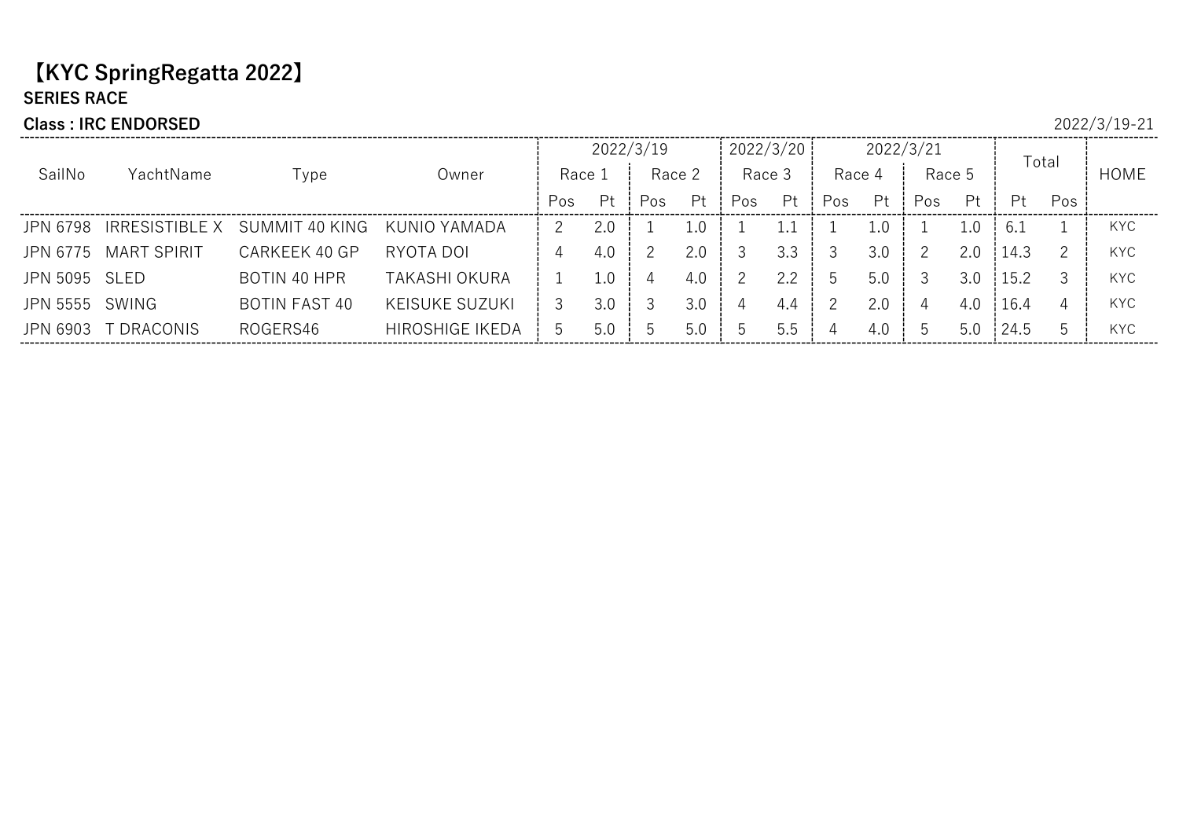# 【KYC SpringRegatta 2022】

**SERIES RACE**

**Class : IRC ENDORSED**

2022/3/19-21

| SailNo | YachtName | Type | Owner | 2022/3/19 | | | | 2022/3/20 | | 2022/3/21 | | | | Total | | HOME |
|---|---|---|---|---|---|---|---|---|---|---|---|---|---|---|---|---|
| | | | | Race 1 | | Race 2 | | Race 3 | | Race 4 | | Race 5 | | | | |
| | | | | Pos | Pt | Pos | Pt | Pos | Pt | Pos | Pt | Pos | Pt | Pt | Pos | |
| JPN 6798 | IRRESISTIBLE X | SUMMIT 40 KING | KUNIO YAMADA | 2 | 2.0 | 1 | 1.0 | 1 | 1.1 | 1 | 1.0 | 1 | 1.0 | 6.1 | 1 | KYC |
| JPN 6775 | MART SPIRIT | CARKEEK 40 GP | RYOTA DOI | 4 | 4.0 | 2 | 2.0 | 3 | 3.3 | 3 | 3.0 | 2 | 2.0 | 14.3 | 2 | KYC |
| JPN 5095 | SLED | BOTIN 40 HPR | TAKASHI OKURA | 1 | 1.0 | 4 | 4.0 | 2 | 2.2 | 5 | 5.0 | 3 | 3.0 | 15.2 | 3 | KYC |
| JPN 5555 | SWING | BOTIN FAST 40 | KEISUKE SUZUKI | 3 | 3.0 | 3 | 3.0 | 4 | 4.4 | 2 | 2.0 | 4 | 4.0 | 16.4 | 4 | KYC |
| JPN 6903 | T DRACONIS | ROGERS46 | HIROSHIGE IKEDA | 5 | 5.0 | 5 | 5.0 | 5 | 5.5 | 4 | 4.0 | 5 | 5.0 | 24.5 | 5 | KYC |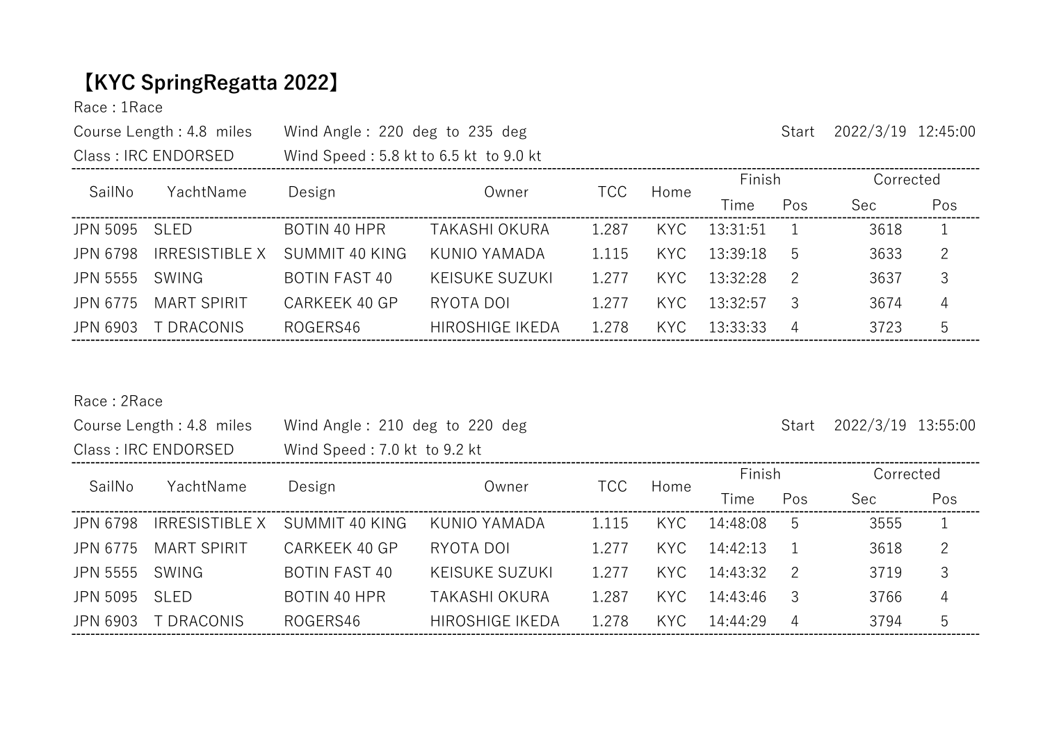# 【KYC SpringRegatta 2022】

Race : 1Race

Course Length : 4.8 miles　　Wind Angle : 220 deg to 235 deg　　Start　2022/3/19 12:45:00

Class : IRC ENDORSED　　Wind Speed : 5.8 kt to 6.5 kt to 9.0 kt

| SailNo | YachtName | Design | Owner | TCC | Home | Finish | | Corrected | |
|---|---|---|---|---|---|---|---|---|---|
| | | | | | | Time | Pos | Sec | Pos |
| JPN 5095 | SLED | BOTIN 40 HPR | TAKASHI OKURA | 1.287 | KYC | 13:31:51 | 1 | 3618 | 1 |
| JPN 6798 | IRRESISTIBLE X | SUMMIT 40 KING | KUNIO YAMADA | 1.115 | KYC | 13:39:18 | 5 | 3633 | 2 |
| JPN 5555 | SWING | BOTIN FAST 40 | KEISUKE SUZUKI | 1.277 | KYC | 13:32:28 | 2 | 3637 | 3 |
| JPN 6775 | MART SPIRIT | CARKEEK 40 GP | RYOTA DOI | 1.277 | KYC | 13:32:57 | 3 | 3674 | 4 |
| JPN 6903 | T DRACONIS | ROGERS46 | HIROSHIGE IKEDA | 1.278 | KYC | 13:33:33 | 4 | 3723 | 5 |

Race : 2Race

Course Length : 4.8 miles　　Wind Angle : 210 deg to 220 deg　　Start　2022/3/19 13:55:00

Class : IRC ENDORSED　　Wind Speed : 7.0 kt to 9.2 kt

| SailNo | YachtName | Design | Owner | TCC | Home | Finish | | Corrected | |
|---|---|---|---|---|---|---|---|---|---|
| | | | | | | Time | Pos | Sec | Pos |
| JPN 6798 | IRRESISTIBLE X | SUMMIT 40 KING | KUNIO YAMADA | 1.115 | KYC | 14:48:08 | 5 | 3555 | 1 |
| JPN 6775 | MART SPIRIT | CARKEEK 40 GP | RYOTA DOI | 1.277 | KYC | 14:42:13 | 1 | 3618 | 2 |
| JPN 5555 | SWING | BOTIN FAST 40 | KEISUKE SUZUKI | 1.277 | KYC | 14:43:32 | 2 | 3719 | 3 |
| JPN 5095 | SLED | BOTIN 40 HPR | TAKASHI OKURA | 1.287 | KYC | 14:43:46 | 3 | 3766 | 4 |
| JPN 6903 | T DRACONIS | ROGERS46 | HIROSHIGE IKEDA | 1.278 | KYC | 14:44:29 | 4 | 3794 | 5 |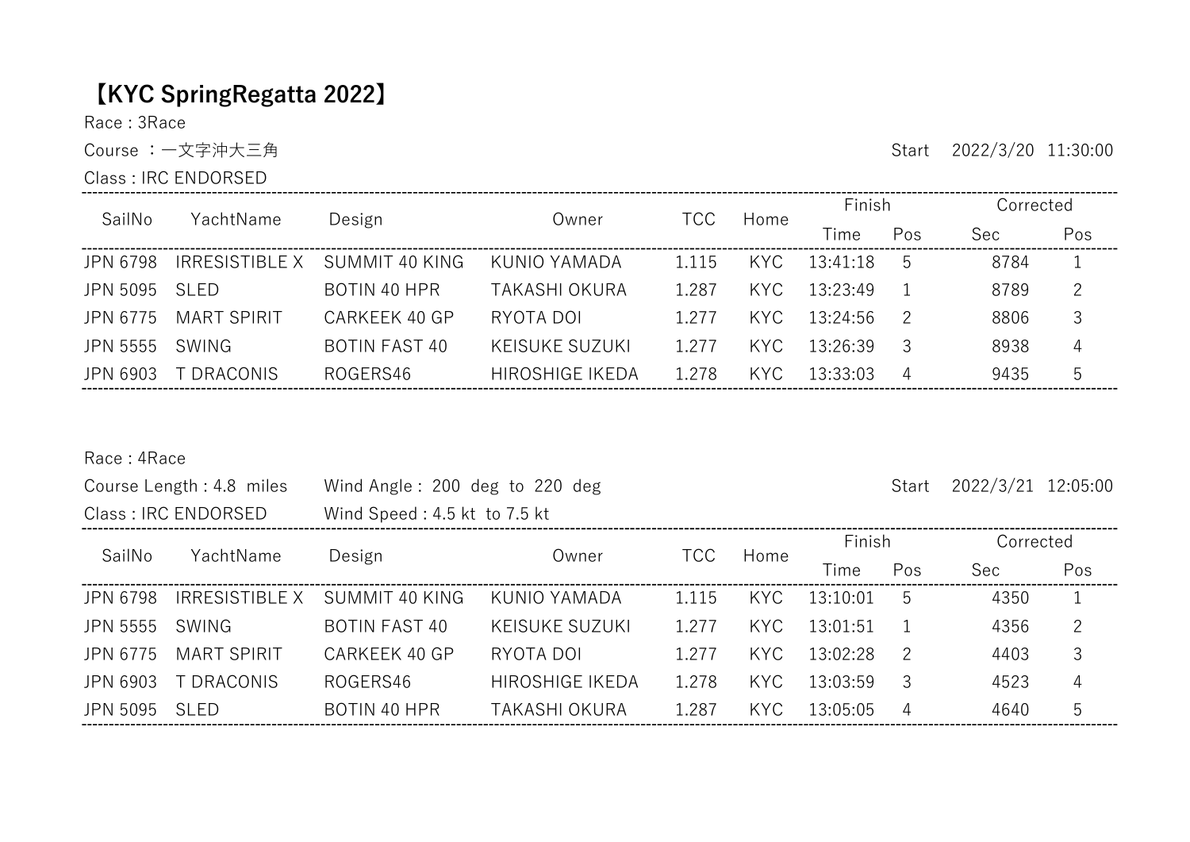# 【KYC SpringRegatta 2022】

Race : 3Race

Course ：一文字沖大三角　　Start　2022/3/20　11:30:00

Class : IRC ENDORSED

| SailNo | YachtName | Design | Owner | TCC | Home | Finish | | Corrected | |
|---|---|---|---|---|---|---|---|---|---|
| | | | | | | Time | Pos | Sec | Pos |
| JPN 6798 | IRRESISTIBLE X | SUMMIT 40 KING | KUNIO YAMADA | 1.115 | KYC | 13:41:18 | 5 | 8784 | 1 |
| JPN 5095 | SLED | BOTIN 40 HPR | TAKASHI OKURA | 1.287 | KYC | 13:23:49 | 1 | 8789 | 2 |
| JPN 6775 | MART SPIRIT | CARKEEK 40 GP | RYOTA DOI | 1.277 | KYC | 13:24:56 | 2 | 8806 | 3 |
| JPN 5555 | SWING | BOTIN FAST 40 | KEISUKE SUZUKI | 1.277 | KYC | 13:26:39 | 3 | 8938 | 4 |
| JPN 6903 | T DRACONIS | ROGERS46 | HIROSHIGE IKEDA | 1.278 | KYC | 13:33:03 | 4 | 9435 | 5 |

Race : 4Race

Course Length : 4.8 miles　Wind Angle : 200 deg to 220 deg　Start　2022/3/21　12:05:00

Class : IRC ENDORSED　Wind Speed : 4.5 kt to 7.5 kt

| SailNo | YachtName | Design | Owner | TCC | Home | Finish | | Corrected | |
|---|---|---|---|---|---|---|---|---|---|
| | | | | | | Time | Pos | Sec | Pos |
| JPN 6798 | IRRESISTIBLE X | SUMMIT 40 KING | KUNIO YAMADA | 1.115 | KYC | 13:10:01 | 5 | 4350 | 1 |
| JPN 5555 | SWING | BOTIN FAST 40 | KEISUKE SUZUKI | 1.277 | KYC | 13:01:51 | 1 | 4356 | 2 |
| JPN 6775 | MART SPIRIT | CARKEEK 40 GP | RYOTA DOI | 1.277 | KYC | 13:02:28 | 2 | 4403 | 3 |
| JPN 6903 | T DRACONIS | ROGERS46 | HIROSHIGE IKEDA | 1.278 | KYC | 13:03:59 | 3 | 4523 | 4 |
| JPN 5095 | SLED | BOTIN 40 HPR | TAKASHI OKURA | 1.287 | KYC | 13:05:05 | 4 | 4640 | 5 |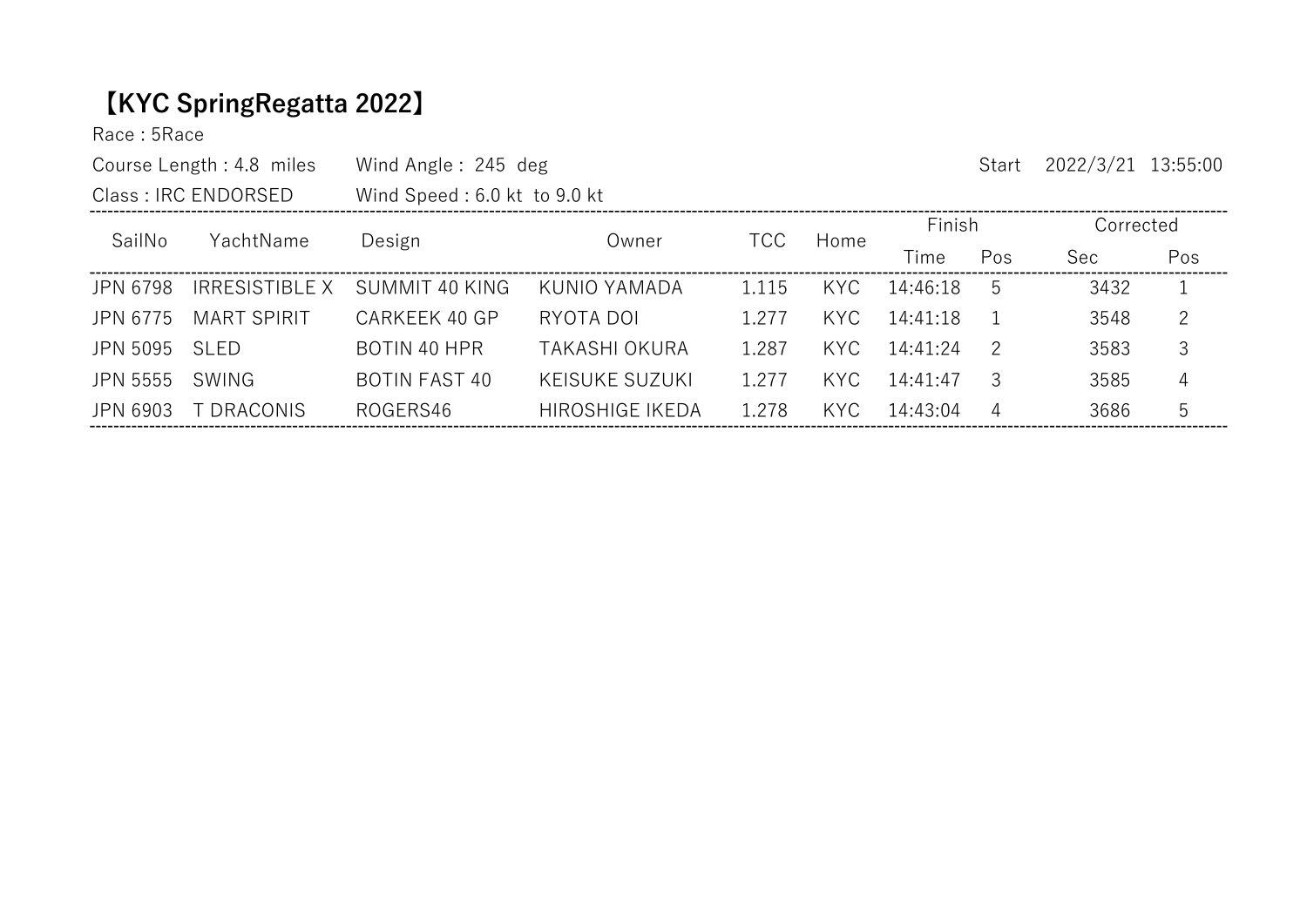# 【KYC SpringRegatta 2022】

Race : 5Race

Course Length : 4.8 miles　　Wind Angle : 245 deg　　Start 2022/3/21 13:55:00

Class : IRC ENDORSED　　Wind Speed : 6.0 kt to 9.0 kt

| SailNo | YachtName | Design | Owner | TCC | Home | Finish | | Corrected | |
|---|---|---|---|---|---|---|---|---|---|
| | | | | | | Time | Pos | Sec | Pos |
| JPN 6798 | IRRESISTIBLE X | SUMMIT 40 KING | KUNIO YAMADA | 1.115 | KYC | 14:46:18 | 5 | 3432 | 1 |
| JPN 6775 | MART SPIRIT | CARKEEK 40 GP | RYOTA DOI | 1.277 | KYC | 14:41:18 | 1 | 3548 | 2 |
| JPN 5095 | SLED | BOTIN 40 HPR | TAKASHI OKURA | 1.287 | KYC | 14:41:24 | 2 | 3583 | 3 |
| JPN 5555 | SWING | BOTIN FAST 40 | KEISUKE SUZUKI | 1.277 | KYC | 14:41:47 | 3 | 3585 | 4 |
| JPN 6903 | T DRACONIS | ROGERS46 | HIROSHIGE IKEDA | 1.278 | KYC | 14:43:04 | 4 | 3686 | 5 |